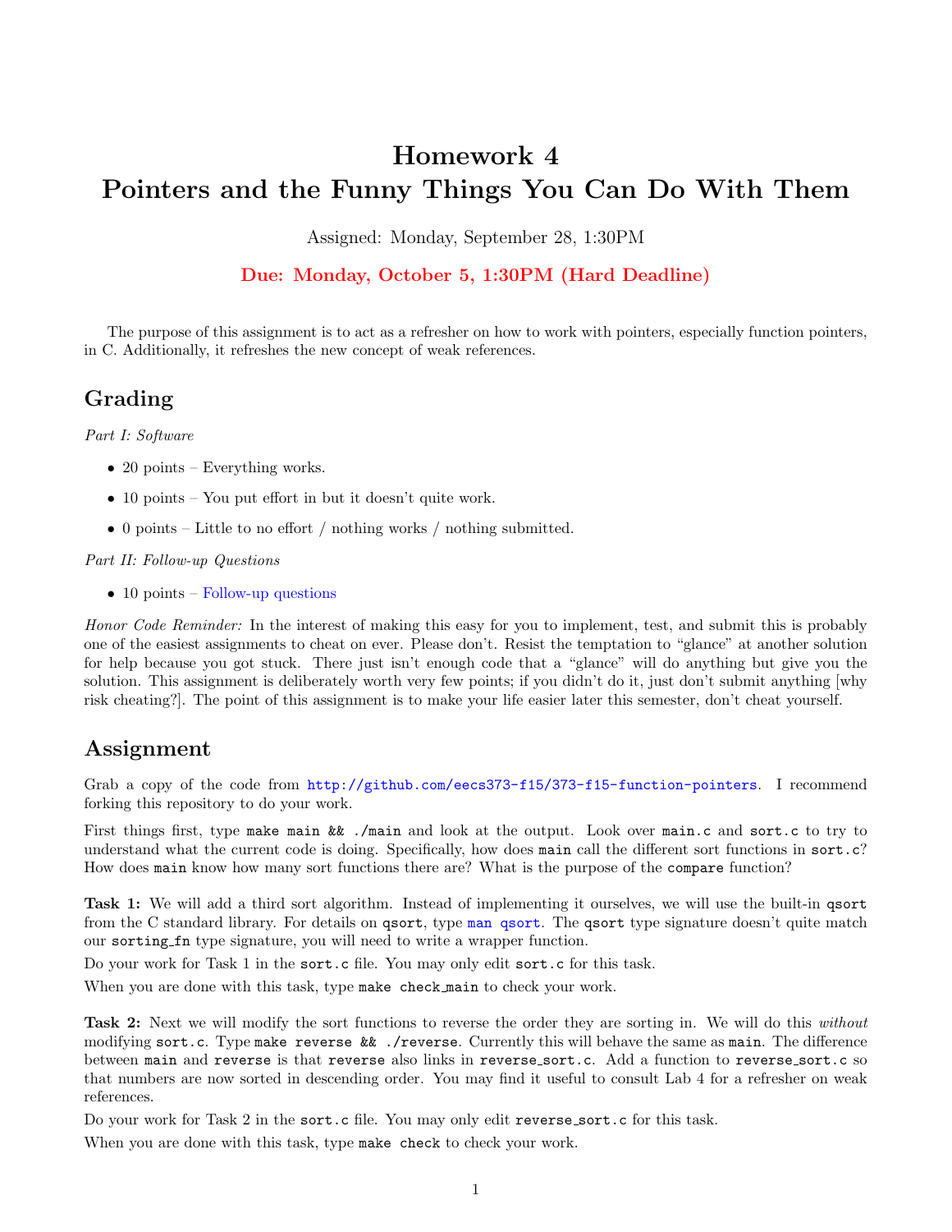# Homework 4
# Pointers and the Funny Things You Can Do With Them

Assigned: Monday, September 28, 1:30PM

**Due: Monday, October 5, 1:30PM (Hard Deadline)**

The purpose of this assignment is to act as a refresher on how to work with pointers, especially function pointers, in C. Additionally, it refreshes the new concept of weak references.

## Grading

*Part I: Software*

- 20 points – Everything works.
- 10 points – You put effort in but it doesn't quite work.
- 0 points – Little to no effort / nothing works / nothing submitted.

*Part II: Follow-up Questions*

- 10 points – Follow-up questions

*Honor Code Reminder:* In the interest of making this easy for you to implement, test, and submit this is probably one of the easiest assignments to cheat on ever. Please don't. Resist the temptation to "glance" at another solution for help because you got stuck. There just isn't enough code that a "glance" will do anything but give you the solution. This assignment is deliberately worth very few points; if you didn't do it, just don't submit anything [why risk cheating?]. The point of this assignment is to make your life easier later this semester, don't cheat yourself.

## Assignment

Grab a copy of the code from `http://github.com/eecs373-f15/373-f15-function-pointers`. I recommend forking this repository to do your work.

First things first, type `make main && ./main` and look at the output. Look over `main.c` and `sort.c` to try to understand what the current code is doing. Specifically, how does `main` call the different sort functions in `sort.c`? How does `main` know how many sort functions there are? What is the purpose of the `compare` function?

**Task 1:** We will add a third sort algorithm. Instead of implementing it ourselves, we will use the built-in `qsort` from the C standard library. For details on `qsort`, type `man qsort`. The `qsort` type signature doesn't quite match our `sorting_fn` type signature, you will need to write a wrapper function.

Do your work for Task 1 in the `sort.c` file. You may only edit `sort.c` for this task.

When you are done with this task, type `make check_main` to check your work.

**Task 2:** Next we will modify the sort functions to reverse the order they are sorting in. We will do this *without* modifying `sort.c`. Type `make reverse && ./reverse`. Currently this will behave the same as `main`. The difference between `main` and `reverse` is that `reverse` also links in `reverse_sort.c`. Add a function to `reverse_sort.c` so that numbers are now sorted in descending order. You may find it useful to consult Lab 4 for a refresher on weak references.

Do your work for Task 2 in the `sort.c` file. You may only edit `reverse_sort.c` for this task.

When you are done with this task, type `make check` to check your work.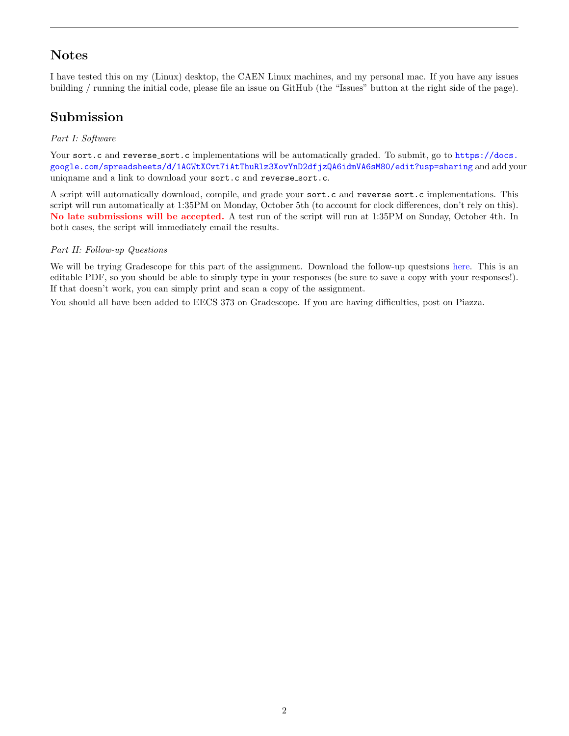## Notes

I have tested this on my (Linux) desktop, the CAEN Linux machines, and my personal mac. If you have any issues building / running the initial code, please file an issue on GitHub (the "Issues" button at the right side of the page).

## Submission

*Part I: Software*

Your `sort.c` and `reverse_sort.c` implementations will be automatically graded. To submit, go to https://docs.google.com/spreadsheets/d/1AGWtXCvt7iAtThuRlz3XovYnD2dfjzQA6idmVA6sM80/edit?usp=sharing and add your uniqname and a link to download your `sort.c` and `reverse_sort.c`.

A script will automatically download, compile, and grade your `sort.c` and `reverse_sort.c` implementations. This script will run automatically at 1:35PM on Monday, October 5th (to account for clock differences, don't rely on this). **No late submissions will be accepted.** A test run of the script will run at 1:35PM on Sunday, October 4th. In both cases, the script will immediately email the results.

*Part II: Follow-up Questions*

We will be trying Gradescope for this part of the assignment. Download the follow-up questsions here. This is an editable PDF, so you should be able to simply type in your responses (be sure to save a copy with your responses!). If that doesn't work, you can simply print and scan a copy of the assignment.

You should all have been added to EECS 373 on Gradescope. If you are having difficulties, post on Piazza.